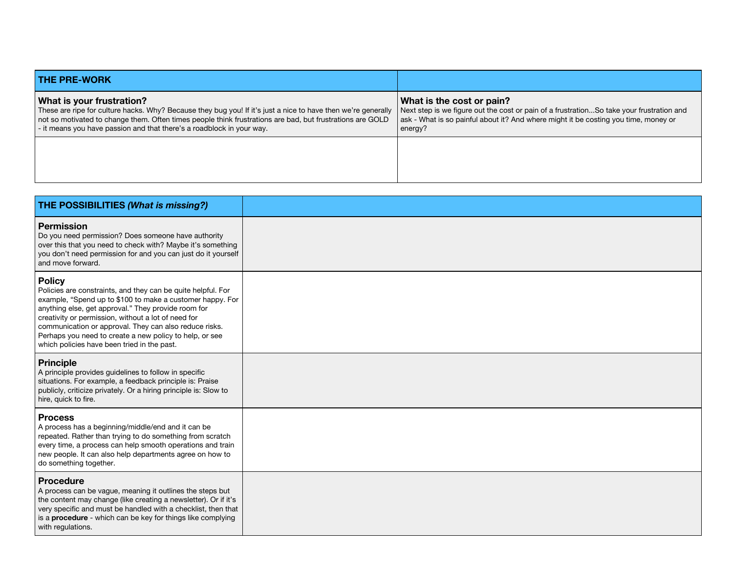| THE PRE-WORK | |
|---|---|
| **What is your frustration?**<br>These are ripe for culture hacks. Why? Because they bug you! If it's just a nice to have then we're generally not so motivated to change them. Often times people think frustrations are bad, but frustrations are GOLD - it means you have passion and that there's a roadblock in your way. | **What is the cost or pain?**<br>Next step is we figure out the cost or pain of a frustration...So take your frustration and ask - What is so painful about it? And where might it be costing you time, money or energy? |
| | |

| THE POSSIBILITIES *(What is missing?)* | |
|---|---|
| **Permission**<br>Do you need permission? Does someone have authority over this that you need to check with? Maybe it's something you don't need permission for and you can just do it yourself and move forward. | |
| **Policy**<br>Policies are constraints, and they can be quite helpful. For example, "Spend up to $100 to make a customer happy. For anything else, get approval." They provide room for creativity or permission, without a lot of need for communication or approval. They can also reduce risks. Perhaps you need to create a new policy to help, or see which policies have been tried in the past. | |
| **Principle**<br>A principle provides guidelines to follow in specific situations. For example, a feedback principle is: Praise publicly, criticize privately. Or a hiring principle is: Slow to hire, quick to fire. | |
| **Process**<br>A process has a beginning/middle/end and it can be repeated. Rather than trying to do something from scratch every time, a process can help smooth operations and train new people. It can also help departments agree on how to do something together. | |
| **Procedure**<br>A process can be vague, meaning it outlines the steps but the content may change (like creating a newsletter). Or if it's very specific and must be handled with a checklist, then that is a **procedure** - which can be key for things like complying with regulations. | |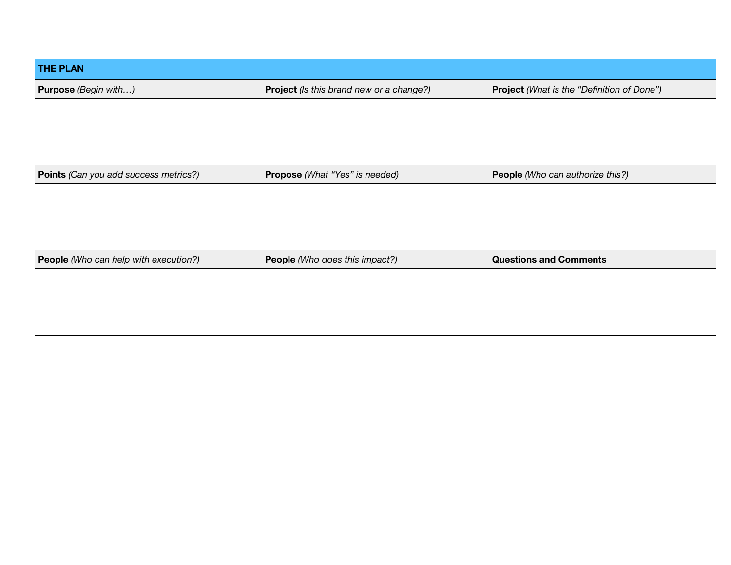| **THE PLAN** | | |
|---|---|---|
| **Purpose** *(Begin with…)* | **Project** *(Is this brand new or a change?)* | **Project** *(What is the "Definition of Done")* |
| | | |
| **Points** *(Can you add success metrics?)* | **Propose** *(What "Yes" is needed)* | **People** *(Who can authorize this?)* |
| | | |
| **People** *(Who can help with execution?)* | **People** *(Who does this impact?)* | **Questions and Comments** |
| | | |